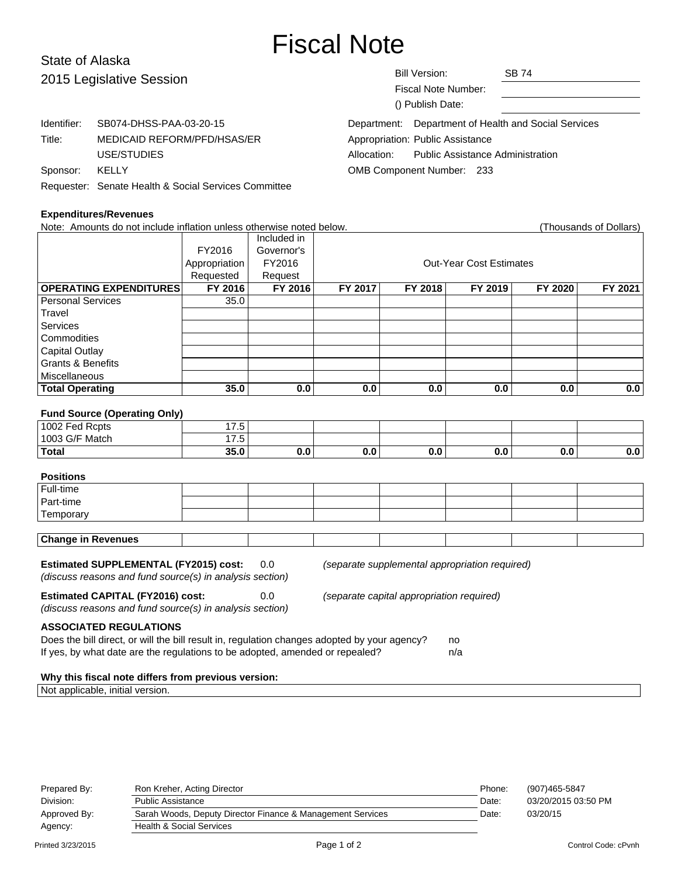# Fiscal Note

State of Alaska
2015 Legislative Session

Bill Version: SB 74
Fiscal Note Number:
() Publish Date:

Identifier: SB074-DHSS-PAA-03-20-15
Title: MEDICAID REFORM/PFD/HSAS/ER USE/STUDIES
Sponsor: KELLY
Requester: Senate Health & Social Services Committee

Department: Department of Health and Social Services
Appropriation: Public Assistance
Allocation: Public Assistance Administration
OMB Component Number: 233

**Expenditures/Revenues**

Note: Amounts do not include inflation unless otherwise noted below. (Thousands of Dollars)

| | FY2016 Appropriation Requested | Included in Governor's FY2016 Request | Out-Year Cost Estimates | | | | |
|---|---|---|---|---|---|---|---|
| **OPERATING EXPENDITURES** | **FY 2016** | **FY 2016** | **FY 2017** | **FY 2018** | **FY 2019** | **FY 2020** | **FY 2021** |
| Personal Services | 35.0 | | | | | | |
| Travel | | | | | | | |
| Services | | | | | | | |
| Commodities | | | | | | | |
| Capital Outlay | | | | | | | |
| Grants & Benefits | | | | | | | |
| Miscellaneous | | | | | | | |
| **Total Operating** | **35.0** | **0.0** | **0.0** | **0.0** | **0.0** | **0.0** | **0.0** |

**Fund Source (Operating Only)**

| | | | | | | | |
|---|---|---|---|---|---|---|---|
| 1002 Fed Rcpts | 17.5 | | | | | | |
| 1003 G/F Match | 17.5 | | | | | | |
| **Total** | **35.0** | **0.0** | **0.0** | **0.0** | **0.0** | **0.0** | **0.0** |

**Positions**

| | | | | | | | |
|---|---|---|---|---|---|---|---|
| Full-time | | | | | | | |
| Part-time | | | | | | | |
| Temporary | | | | | | | |

| | | | | | | | |
|---|---|---|---|---|---|---|---|
| **Change in Revenues** | | | | | | | |

**Estimated SUPPLEMENTAL (FY2015) cost:** 0.0 *(separate supplemental appropriation required)*
*(discuss reasons and fund source(s) in analysis section)*

**Estimated CAPITAL (FY2016) cost:** 0.0 *(separate capital appropriation required)*
*(discuss reasons and fund source(s) in analysis section)*

**ASSOCIATED REGULATIONS**

Does the bill direct, or will the bill result in, regulation changes adopted by your agency? no
If yes, by what date are the regulations to be adopted, amended or repealed? n/a

**Why this fiscal note differs from previous version:**

Not applicable, initial version.

| | | | |
|---|---|---|---|
| Prepared By: | Ron Kreher, Acting Director | Phone: | (907)465-5847 |
| Division: | Public Assistance | Date: | 03/20/2015 03:50 PM |
| Approved By: | Sarah Woods, Deputy Director Finance & Management Services | Date: | 03/20/15 |
| Agency: | Health & Social Services | | |

Printed 3/23/2015 Control Code: cPvnh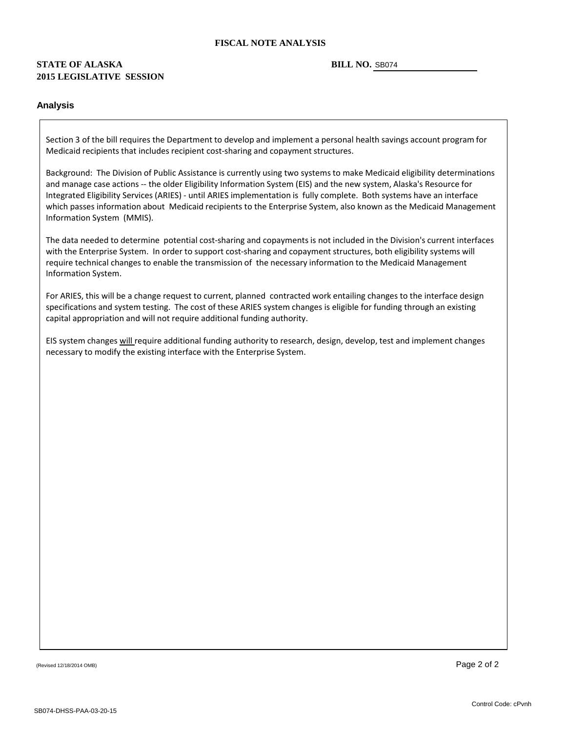**FISCAL NOTE ANALYSIS**

**STATE OF ALASKA**
**2015 LEGISLATIVE SESSION**

**BILL NO.** SB074

## Analysis

Section 3 of the bill requires the Department to develop and implement a personal health savings account program for Medicaid recipients that includes recipient cost-sharing and copayment structures.

Background: The Division of Public Assistance is currently using two systems to make Medicaid eligibility determinations and manage case actions -- the older Eligibility Information System (EIS) and the new system, Alaska's Resource for Integrated Eligibility Services (ARIES) - until ARIES implementation is fully complete. Both systems have an interface which passes information about Medicaid recipients to the Enterprise System, also known as the Medicaid Management Information System (MMIS).

The data needed to determine potential cost-sharing and copayments is not included in the Division's current interfaces with the Enterprise System. In order to support cost-sharing and copayment structures, both eligibility systems will require technical changes to enable the transmission of the necessary information to the Medicaid Management Information System.

For ARIES, this will be a change request to current, planned contracted work entailing changes to the interface design specifications and system testing. The cost of these ARIES system changes is eligible for funding through an existing capital appropriation and will not require additional funding authority.

EIS system changes <u>will</u> require additional funding authority to research, design, develop, test and implement changes necessary to modify the existing interface with the Enterprise System.

(Revised 12/18/2014 OMB)

Control Code: cPvnh

SB074-DHSS-PAA-03-20-15